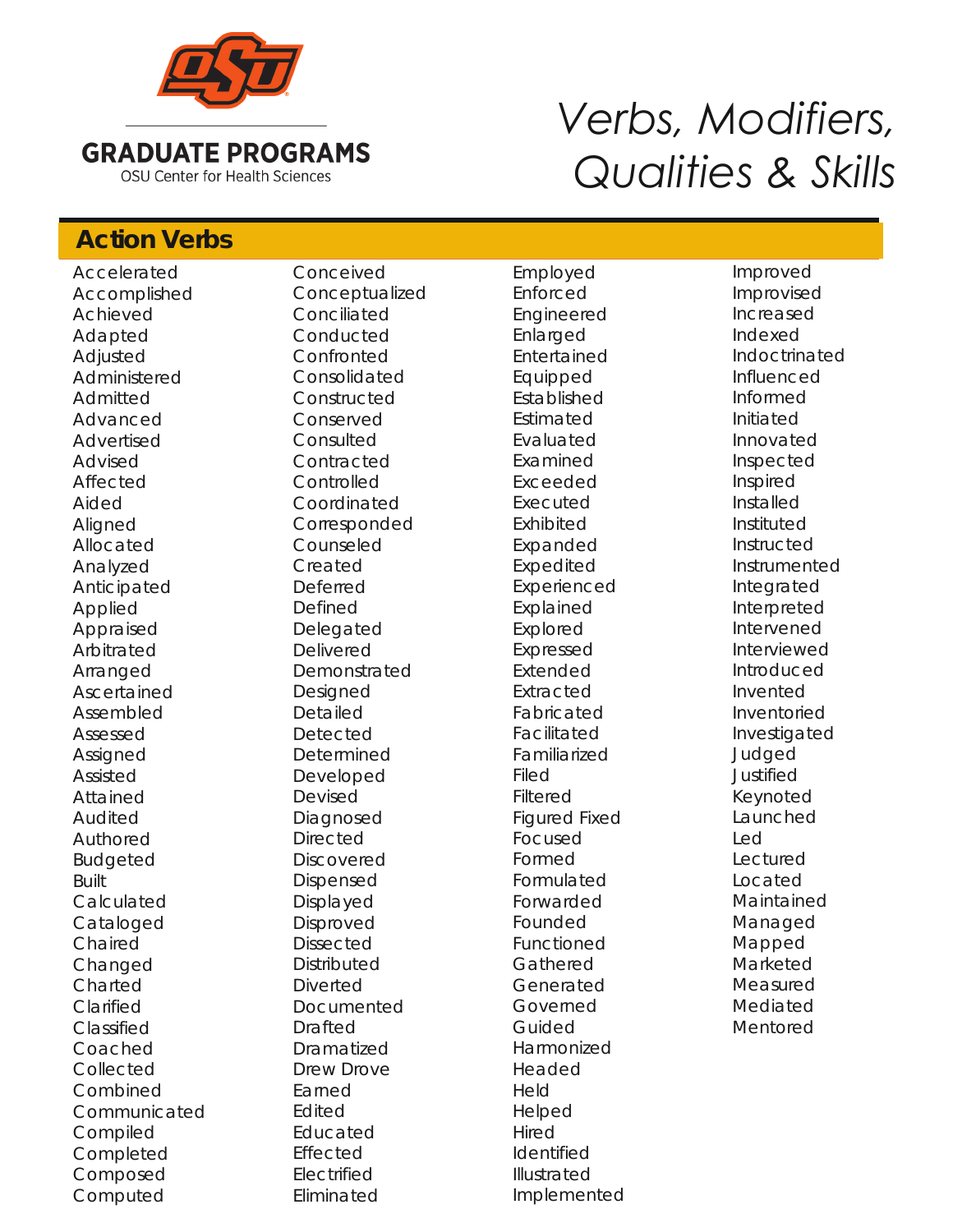**GRADUATE PROGRAMS**
OSU Center for Health Sciences

# *Verbs, Modifiers, Qualities & Skills*

## Action Verbs

- Accelerated
- Accomplished
- Achieved
- Adapted
- Adjusted
- Administered
- Admitted
- Advanced
- Advertised
- Advised
- Affected
- Aided
- Aligned
- Allocated
- Analyzed
- Anticipated
- Applied
- Appraised
- Arbitrated
- Arranged
- Ascertained
- Assembled
- Assessed
- Assigned
- Assisted
- Attained
- Audited
- Authored
- Budgeted
- Built
- Calculated
- Cataloged
- Chaired
- Changed
- Charted
- Clarified
- Classified
- Coached
- Collected
- Combined
- Communicated
- Compiled
- Completed
- Composed
- Computed
- Conceived
- Conceptualized
- Conciliated
- Conducted
- Confronted
- Consolidated
- Constructed
- Conserved
- Consulted
- Contracted
- Controlled
- Coordinated
- Corresponded
- Counseled
- Created
- Deferred
- Defined
- Delegated
- Delivered
- Demonstrated
- Designed
- Detailed
- Detected
- Determined
- Developed
- Devised
- Diagnosed
- Directed
- Discovered
- Dispensed
- Displayed
- Disproved
- Dissected
- Distributed
- Diverted
- Documented
- Drafted
- Dramatized
- Drew Drove
- Earned
- Edited
- Educated
- Effected
- Electrified
- Eliminated
- Employed
- Enforced
- Engineered
- Enlarged
- Entertained
- Equipped
- Established
- Estimated
- Evaluated
- Examined
- Exceeded
- Executed
- Exhibited
- Expanded
- Expedited
- Experienced
- Explained
- Explored
- Expressed
- Extended
- Extracted
- Fabricated
- Facilitated
- Familiarized
- Filed
- Filtered
- Figured Fixed
- Focused
- Formed
- Formulated
- Forwarded
- Founded
- Functioned
- Gathered
- Generated
- Governed
- Guided
- Harmonized
- Headed
- Held
- Helped
- Hired
- Identified
- Illustrated
- Implemented
- Improved
- Improvised
- Increased
- Indexed
- Indoctrinated
- Influenced
- Informed
- Initiated
- Innovated
- Inspected
- Inspired
- Installed
- Instituted
- Instructed
- Instrumented
- Integrated
- Interpreted
- Intervened
- Interviewed
- Introduced
- Invented
- Inventoried
- Investigated
- Judged
- Justified
- Keynoted
- Launched
- Led
- Lectured
- Located
- Maintained
- Managed
- Mapped
- Marketed
- Measured
- Mediated
- Mentored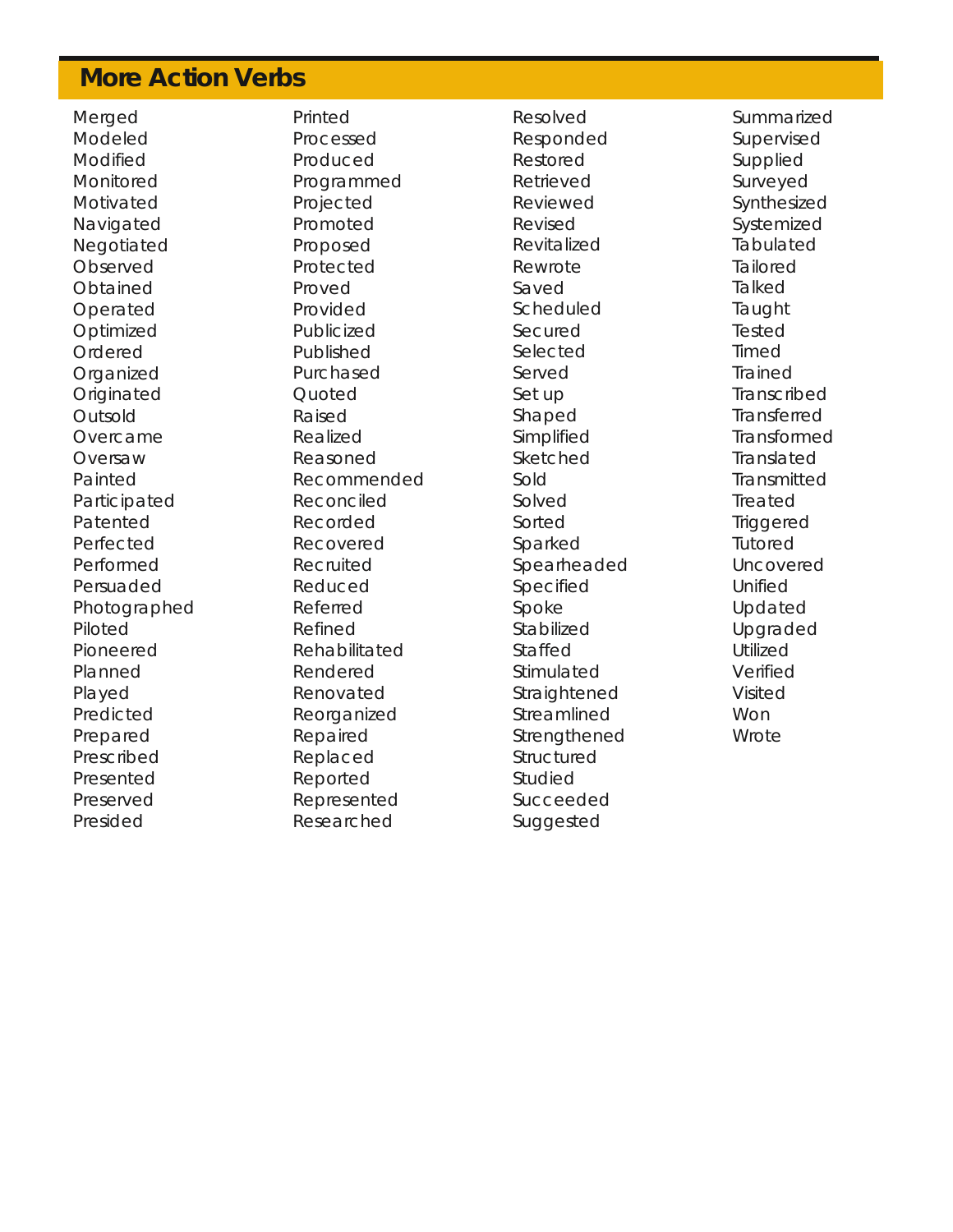## More Action Verbs

Merged
Modeled
Modified
Monitored
Motivated
Navigated
Negotiated
Observed
Obtained
Operated
Optimized
Ordered
Organized
Originated
Outsold
Overcame
Oversaw
Painted
Participated
Patented
Perfected
Performed
Persuaded
Photographed
Piloted
Pioneered
Planned
Played
Predicted
Prepared
Prescribed
Presented
Preserved
Presided

Printed
Processed
Produced
Programmed
Projected
Promoted
Proposed
Protected
Proved
Provided
Publicized
Published
Purchased
Quoted
Raised
Realized
Reasoned
Recommended
Reconciled
Recorded
Recovered
Recruited
Reduced
Referred
Refined
Rehabilitated
Rendered
Renovated
Reorganized
Repaired
Replaced
Reported
Represented
Researched

Resolved
Responded
Restored
Retrieved
Reviewed
Revised
Revitalized
Rewrote
Saved
Scheduled
Secured
Selected
Served
Set up
Shaped
Simplified
Sketched
Sold
Solved
Sorted
Sparked
Spearheaded
Specified
Spoke
Stabilized
Staffed
Stimulated
Straightened
Streamlined
Strengthened
Structured
Studied
Succeeded
Suggested

Summarized
Supervised
Supplied
Surveyed
Synthesized
Systemized
Tabulated
Tailored
Talked
Taught
Tested
Timed
Trained
Transcribed
Transferred
Transformed
Translated
Transmitted
Treated
Triggered
Tutored
Uncovered
Unified
Updated
Upgraded
Utilized
Verified
Visited
Won
Wrote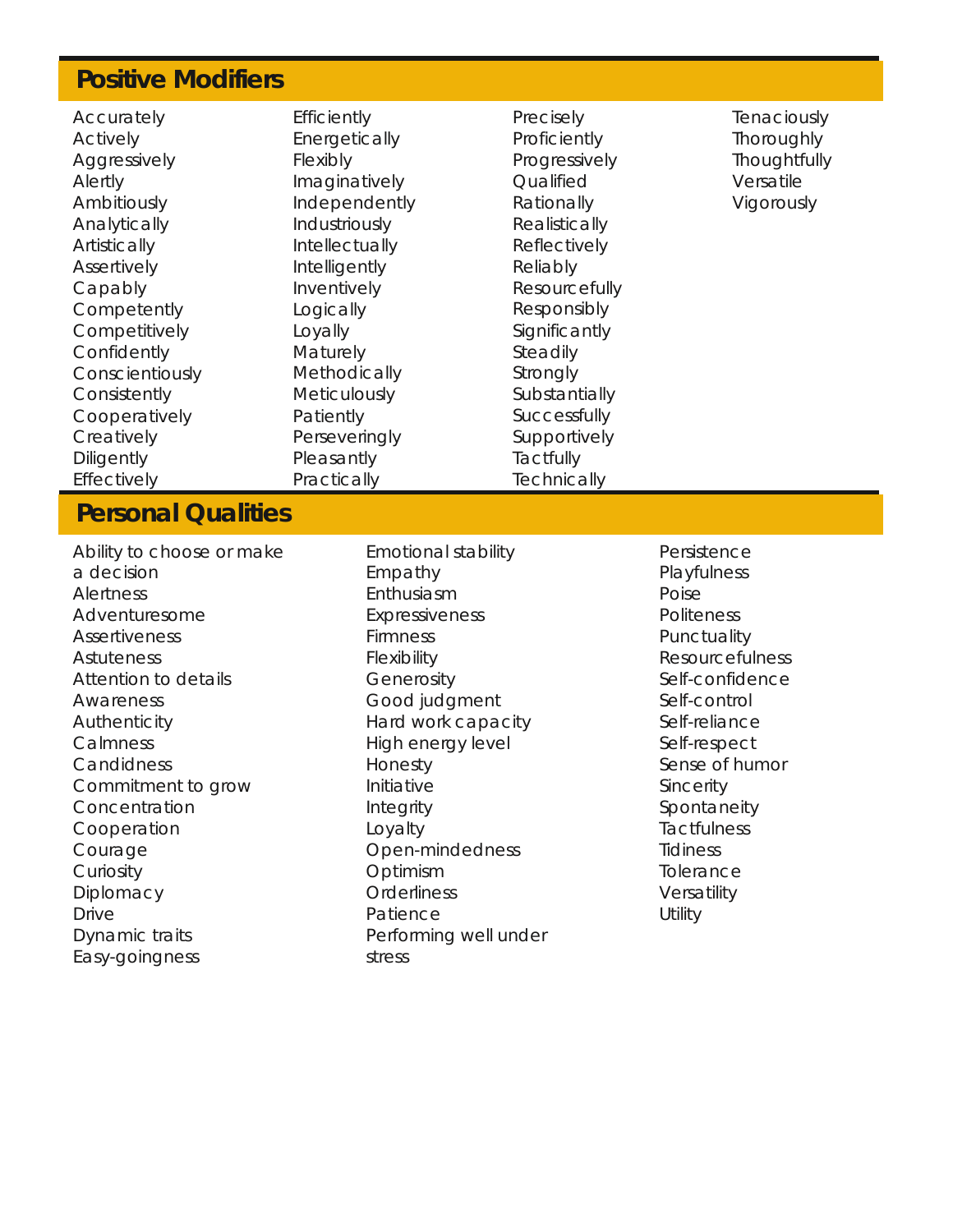## Positive Modifiers

- Accurately
- Actively
- Aggressively
- Alertly
- Ambitiously
- Analytically
- Artistically
- Assertively
- Capably
- Competently
- Competitively
- Confidently
- Conscientiously
- Consistently
- Cooperatively
- Creatively
- Diligently
- Effectively
- Efficiently
- Energetically
- Flexibly
- Imaginatively
- Independently
- Industriously
- Intellectually
- Intelligently
- Inventively
- Logically
- Loyally
- Maturely
- Methodically
- Meticulously
- Patiently
- Perseveringly
- Pleasantly
- Practically
- Precisely
- Proficiently
- Progressively
- Qualified
- Rationally
- Realistically
- Reflectively
- Reliably
- Resourcefully
- Responsibly
- Significantly
- Steadily
- Strongly
- Substantially
- Successfully
- Supportively
- Tactfully
- Technically
- Tenaciously
- Thoroughly
- Thoughtfully
- Versatile
- Vigorously

## Personal Qualities

- Ability to choose or make a decision
- Alertness
- Adventuresome
- Assertiveness
- Astuteness
- Attention to details
- Awareness
- Authenticity
- Calmness
- Candidness
- Commitment to grow
- Concentration
- Cooperation
- Courage
- Curiosity
- Diplomacy
- Drive
- Dynamic traits
- Easy-goingness
- Emotional stability
- Empathy
- Enthusiasm
- Expressiveness
- Firmness
- Flexibility
- Generosity
- Good judgment
- Hard work capacity
- High energy level
- Honesty
- Initiative
- Integrity
- Loyalty
- Open-mindedness
- Optimism
- Orderliness
- Patience
- Performing well under stress
- Persistence
- Playfulness
- Poise
- Politeness
- Punctuality
- Resourcefulness
- Self-confidence
- Self-control
- Self-reliance
- Self-respect
- Sense of humor
- Sincerity
- Spontaneity
- Tactfulness
- Tidiness
- Tolerance
- Versatility
- Utility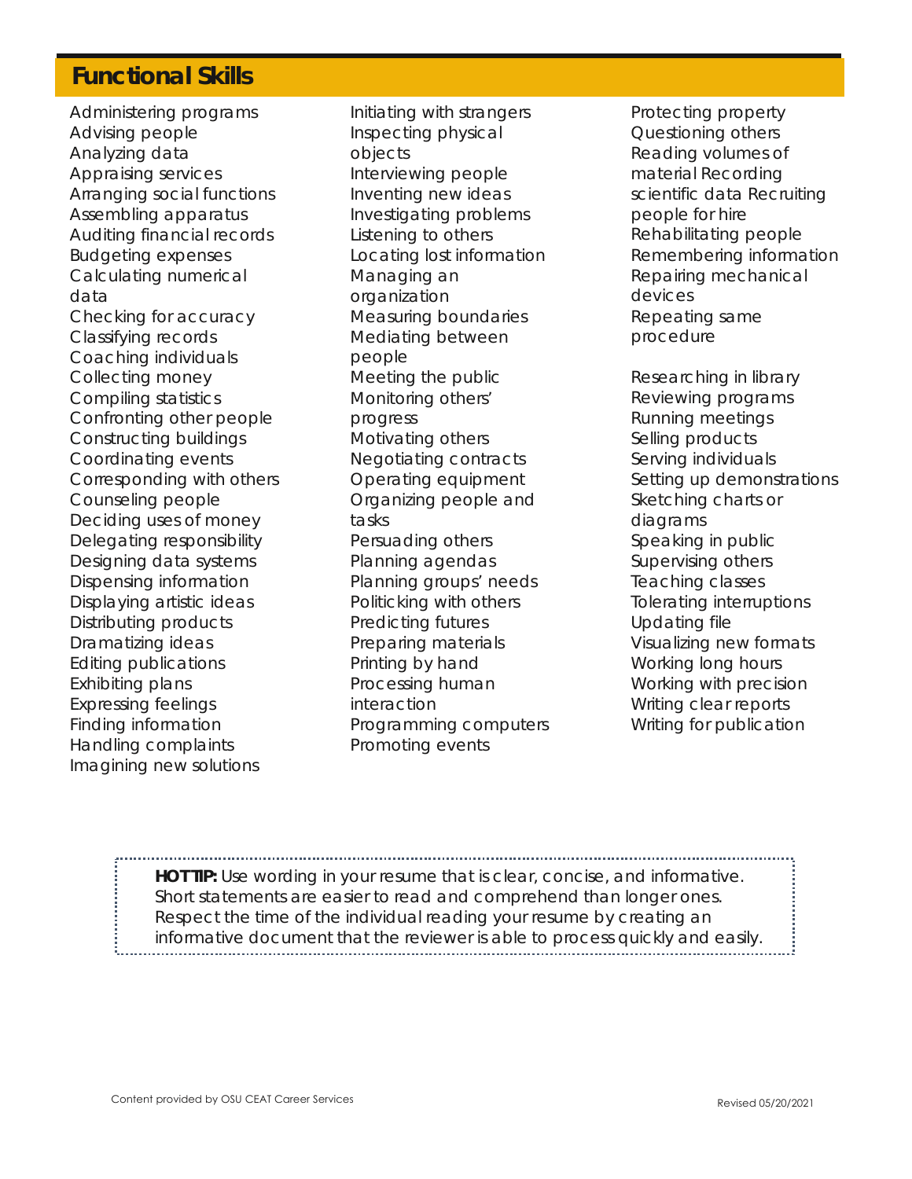## Functional Skills

- Administering programs
- Advising people
- Analyzing data
- Appraising services
- Arranging social functions
- Assembling apparatus
- Auditing financial records
- Budgeting expenses
- Calculating numerical data
- Checking for accuracy
- Classifying records
- Coaching individuals
- Collecting money
- Compiling statistics
- Confronting other people
- Constructing buildings
- Coordinating events
- Corresponding with others
- Counseling people
- Deciding uses of money
- Delegating responsibility
- Designing data systems
- Dispensing information
- Displaying artistic ideas
- Distributing products
- Dramatizing ideas
- Editing publications
- Exhibiting plans
- Expressing feelings
- Finding information
- Handling complaints
- Imagining new solutions
- Initiating with strangers
- Inspecting physical objects
- Interviewing people
- Inventing new ideas
- Investigating problems
- Listening to others
- Locating lost information
- Managing an organization
- Measuring boundaries
- Mediating between people
- Meeting the public
- Monitoring others' progress
- Motivating others
- Negotiating contracts
- Operating equipment
- Organizing people and tasks
- Persuading others
- Planning agendas
- Planning groups' needs
- Politicking with others
- Predicting futures
- Preparing materials
- Printing by hand
- Processing human interaction
- Programming computers
- Promoting events
- Protecting property
- Questioning others
- Reading volumes of material
- Recording scientific data
- Recruiting people for hire
- Rehabilitating people
- Remembering information
- Repairing mechanical devices
- Repeating same procedure
- Researching in library
- Reviewing programs
- Running meetings
- Selling products
- Serving individuals
- Setting up demonstrations
- Sketching charts or diagrams
- Speaking in public
- Supervising others
- Teaching classes
- Tolerating interruptions
- Updating file
- Visualizing new formats
- Working long hours
- Working with precision
- Writing clear reports
- Writing for publication

**HOT TIP:** Use wording in your resume that is clear, concise, and informative. Short statements are easier to read and comprehend than longer ones. Respect the time of the individual reading your resume by creating an informative document that the reviewer is able to process quickly and easily.

Content provided by OSU CEAT Career Services

Revised 05/20/2021